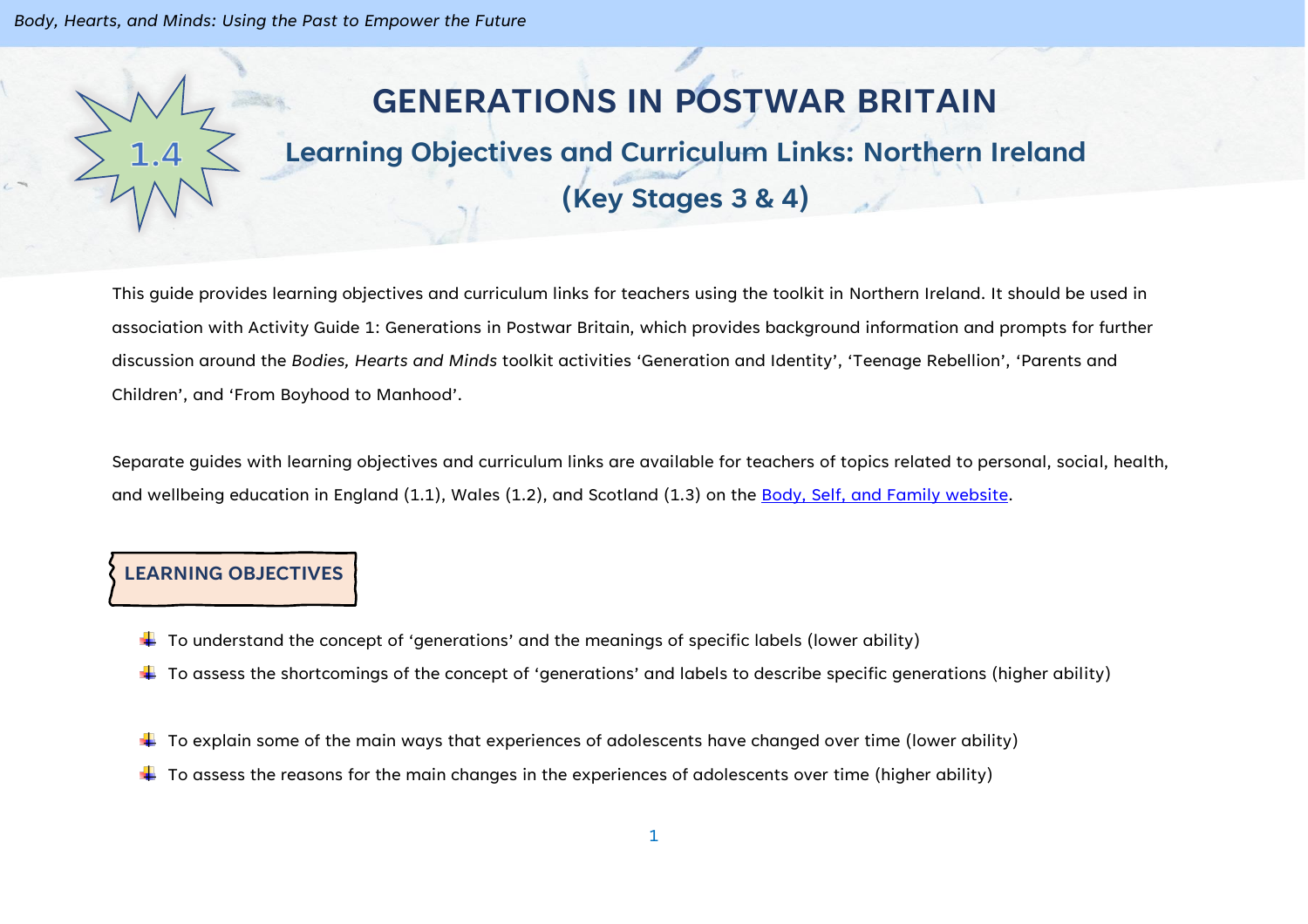# GENERATIONS IN POSTWAR BRITAIN

1.4

## Learning Objectives and Curriculum Links: Northern Ireland (Key Stages 3 & 4)

This guide provides learning objectives and curriculum links for teachers using the toolkit in Northern Ireland. It should be used in association with Activity Guide 1: Generations in Postwar Britain, which provides background information and prompts for further discussion around the *Bodies, Hearts and Minds* toolkit activities 'Generation and Identity', 'Teenage Rebellion', 'Parents and Children', and 'From Boyhood to Manhood'.

Separate guides with learning objectives and curriculum links are available for teachers of topics related to personal, social, health, and wellbeing education in England (1.1), Wales (1.2), and Scotland (1.3) on the [Body, Self, and Family website](#).

### LEARNING OBJECTIVES

- To understand the concept of 'generations' and the meanings of specific labels (lower ability)
- To assess the shortcomings of the concept of 'generations' and labels to describe specific generations (higher ability)

- To explain some of the main ways that experiences of adolescents have changed over time (lower ability)
- To assess the reasons for the main changes in the experiences of adolescents over time (higher ability)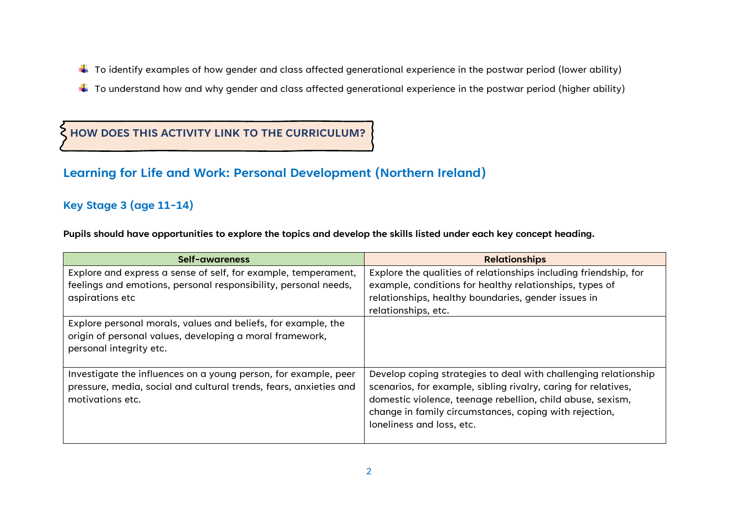- To identify examples of how gender and class affected generational experience in the postwar period (lower ability)
- To understand how and why gender and class affected generational experience in the postwar period (higher ability)

## HOW DOES THIS ACTIVITY LINK TO THE CURRICULUM?

## Learning for Life and Work: Personal Development (Northern Ireland)

### Key Stage 3 (age 11-14)

**Pupils should have opportunities to explore the topics and develop the skills listed under each key concept heading.**

| Self-awareness | Relationships |
| --- | --- |
| Explore and express a sense of self, for example, temperament, feelings and emotions, personal responsibility, personal needs, aspirations etc | Explore the qualities of relationships including friendship, for example, conditions for healthy relationships, types of relationships, healthy boundaries, gender issues in relationships, etc. |
| Explore personal morals, values and beliefs, for example, the origin of personal values, developing a moral framework, personal integrity etc. | |
| Investigate the influences on a young person, for example, peer pressure, media, social and cultural trends, fears, anxieties and motivations etc. | Develop coping strategies to deal with challenging relationship scenarios, for example, sibling rivalry, caring for relatives, domestic violence, teenage rebellion, child abuse, sexism, change in family circumstances, coping with rejection, loneliness and loss, etc. |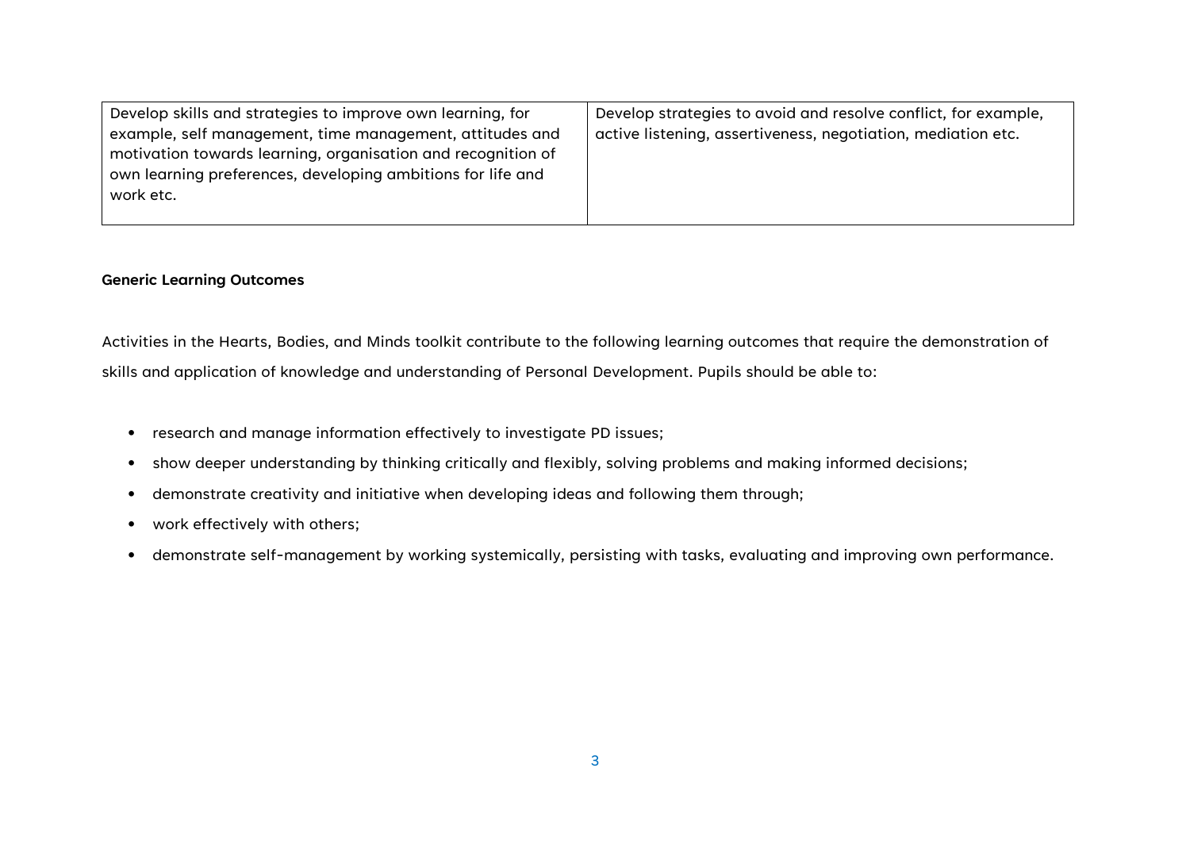| | |
|---|---|
| Develop skills and strategies to improve own learning, for example, self management, time management, attitudes and motivation towards learning, organisation and recognition of own learning preferences, developing ambitions for life and work etc. | Develop strategies to avoid and resolve conflict, for example, active listening, assertiveness, negotiation, mediation etc. |

**Generic Learning Outcomes**

Activities in the Hearts, Bodies, and Minds toolkit contribute to the following learning outcomes that require the demonstration of skills and application of knowledge and understanding of Personal Development. Pupils should be able to:

- research and manage information effectively to investigate PD issues;
- show deeper understanding by thinking critically and flexibly, solving problems and making informed decisions;
- demonstrate creativity and initiative when developing ideas and following them through;
- work effectively with others;
- demonstrate self-management by working systemically, persisting with tasks, evaluating and improving own performance.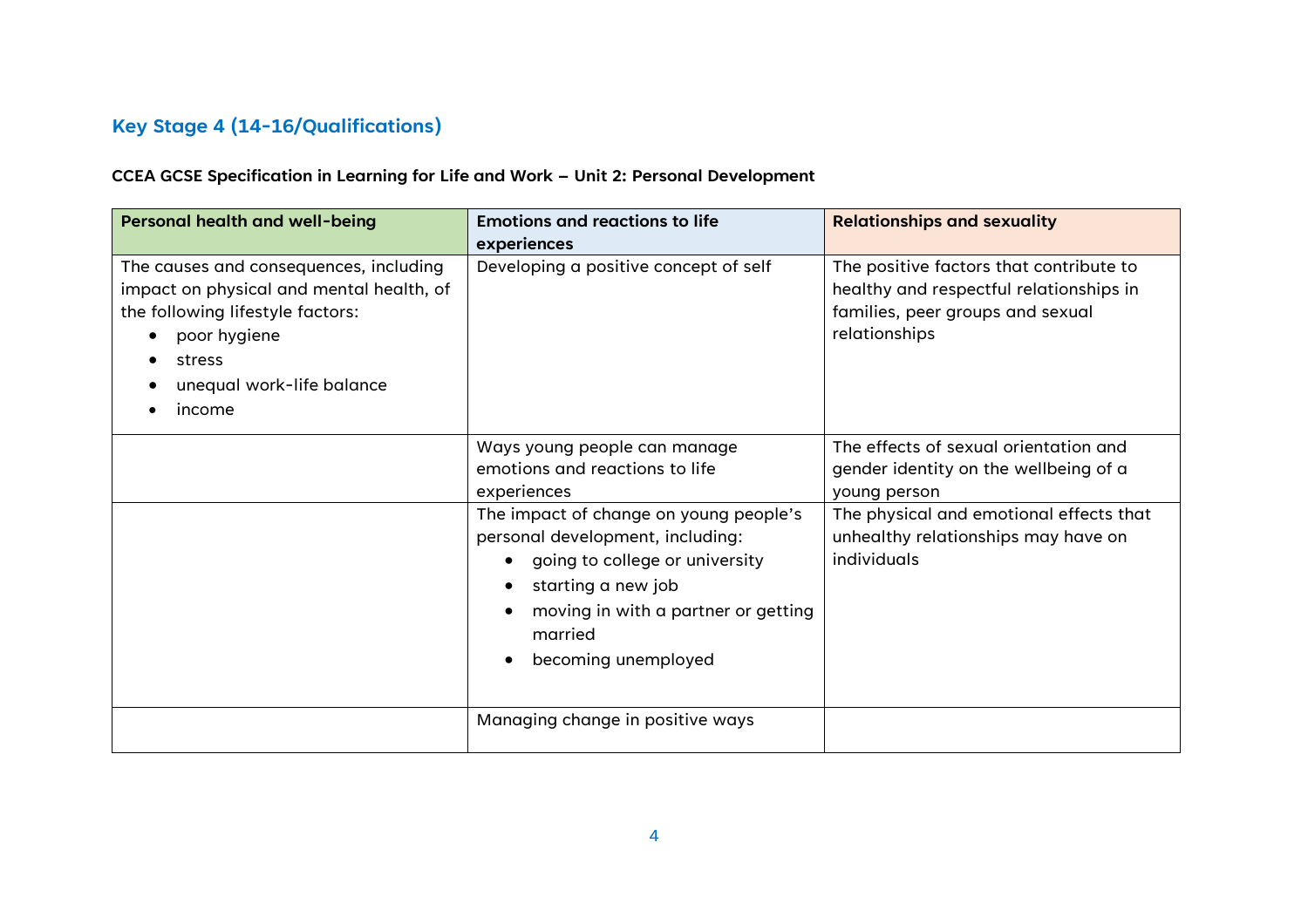## Key Stage 4 (14-16/Qualifications)

**CCEA GCSE Specification in Learning for Life and Work – Unit 2: Personal Development**

| Personal health and well-being | Emotions and reactions to life experiences | Relationships and sexuality |
|---|---|---|
| The causes and consequences, including impact on physical and mental health, of the following lifestyle factors:<br>• poor hygiene<br>• stress<br>• unequal work-life balance<br>• income | Developing a positive concept of self | The positive factors that contribute to healthy and respectful relationships in families, peer groups and sexual relationships |
| | Ways young people can manage emotions and reactions to life experiences | The effects of sexual orientation and gender identity on the wellbeing of a young person |
| | The impact of change on young people's personal development, including:<br>• going to college or university<br>• starting a new job<br>• moving in with a partner or getting married<br>• becoming unemployed | The physical and emotional effects that unhealthy relationships may have on individuals |
| | Managing change in positive ways | |